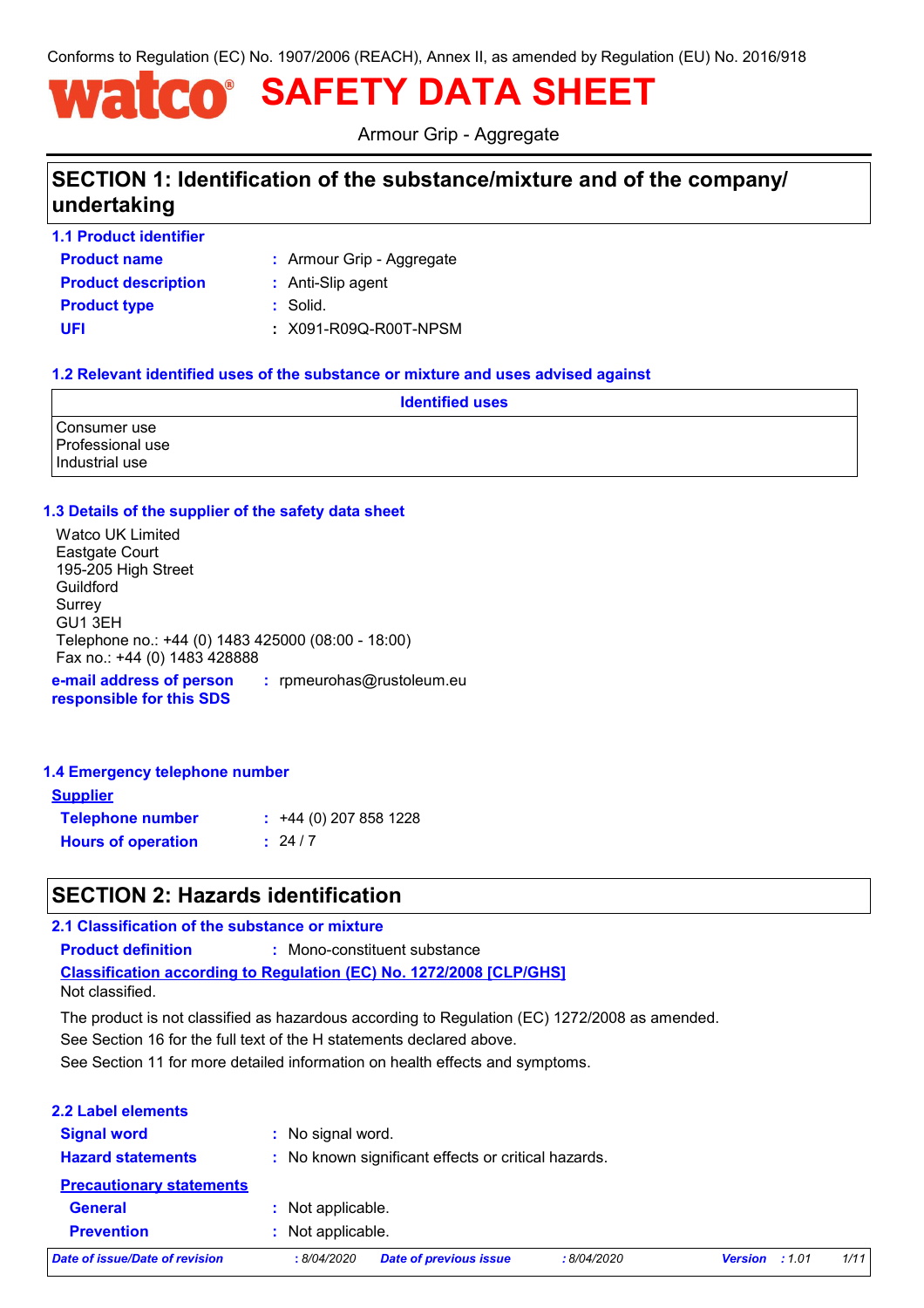Conforms to Regulation (EC) No. 1907/2006 (REACH), Annex II, as amended by Regulation (EU) No. 2016/918

# watco® SAFETY DATA SHEET

Armour Grip - Aggregate

## SECTION 1: Identification of the substance/mixture and of the company/ undertaking

### 1.1 Product identifier

**Product name** : Armour Grip - Aggregate

**Product description** : Anti-Slip agent

**Product type** : Solid.

**UFI** : X091-R09Q-R00T-NPSM

### 1.2 Relevant identified uses of the substance or mixture and uses advised against

| Identified uses |
|---|
| Consumer use<br>Professional use<br>Industrial use |

### 1.3 Details of the supplier of the safety data sheet

Watco UK Limited
Eastgate Court
195-205 High Street
Guildford
Surrey
GU1 3EH
Telephone no.: +44 (0) 1483 425000 (08:00 - 18:00)
Fax no.: +44 (0) 1483 428888

**e-mail address of person responsible for this SDS** : rpmeurohas@rustoleum.eu

### 1.4 Emergency telephone number

**Supplier**

**Telephone number** : +44 (0) 207 858 1228

**Hours of operation** : 24 / 7

## SECTION 2: Hazards identification

### 2.1 Classification of the substance or mixture

**Product definition** : Mono-constituent substance

**Classification according to Regulation (EC) No. 1272/2008 [CLP/GHS]**

Not classified.

The product is not classified as hazardous according to Regulation (EC) 1272/2008 as amended.

See Section 16 for the full text of the H statements declared above.

See Section 11 for more detailed information on health effects and symptoms.

### 2.2 Label elements

**Signal word** : No signal word.

**Hazard statements** : No known significant effects or critical hazards.

**Precautionary statements**

**General** : Not applicable.

**Prevention** : Not applicable.

*Date of issue/Date of revision* : 8/04/2020 *Date of previous issue* : 8/04/2020 *Version* : 1.01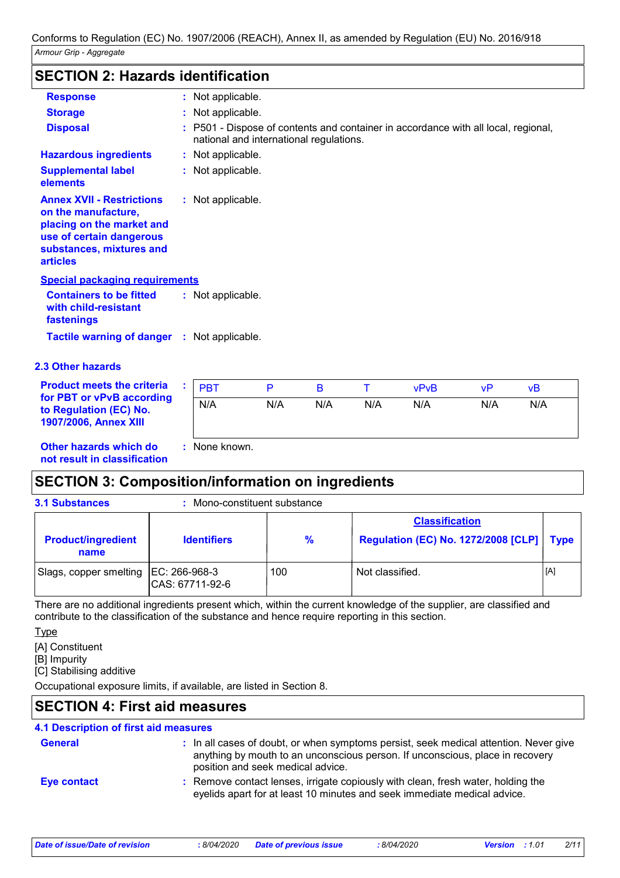## SECTION 2: Hazards identification

**Response** : Not applicable.

**Storage** : Not applicable.

**Disposal** : P501 - Dispose of contents and container in accordance with all local, regional, national and international regulations.

**Hazardous ingredients** : Not applicable.

**Supplemental label elements** : Not applicable.

**Annex XVII - Restrictions on the manufacture, placing on the market and use of certain dangerous substances, mixtures and articles** : Not applicable.

**Special packaging requirements**

**Containers to be fitted with child-resistant fastenings** : Not applicable.

**Tactile warning of danger** : Not applicable.

### 2.3 Other hazards

**Product meets the criteria for PBT or vPvB according to Regulation (EC) No. 1907/2006, Annex XIII** :

| PBT | P | B | T | vPvB | vP | vB |
|---|---|---|---|---|---|---|
| N/A | N/A | N/A | N/A | N/A | N/A | N/A |

**Other hazards which do not result in classification** : None known.

## SECTION 3: Composition/information on ingredients

**3.1 Substances** : Mono-constituent substance

| Product/ingredient name | Identifiers | % | Classification Regulation (EC) No. 1272/2008 [CLP] | Type |
|---|---|---|---|---|
| Slags, copper smelting | EC: 266-968-3 CAS: 67711-92-6 | 100 | Not classified. | [A] |

There are no additional ingredients present which, within the current knowledge of the supplier, are classified and contribute to the classification of the substance and hence require reporting in this section.

Type

[A] Constituent
[B] Impurity
[C] Stabilising additive

Occupational exposure limits, if available, are listed in Section 8.

## SECTION 4: First aid measures

### 4.1 Description of first aid measures

**General** : In all cases of doubt, or when symptoms persist, seek medical attention. Never give anything by mouth to an unconscious person. If unconscious, place in recovery position and seek medical advice.

**Eye contact** : Remove contact lenses, irrigate copiously with clean, fresh water, holding the eyelids apart for at least 10 minutes and seek immediate medical advice.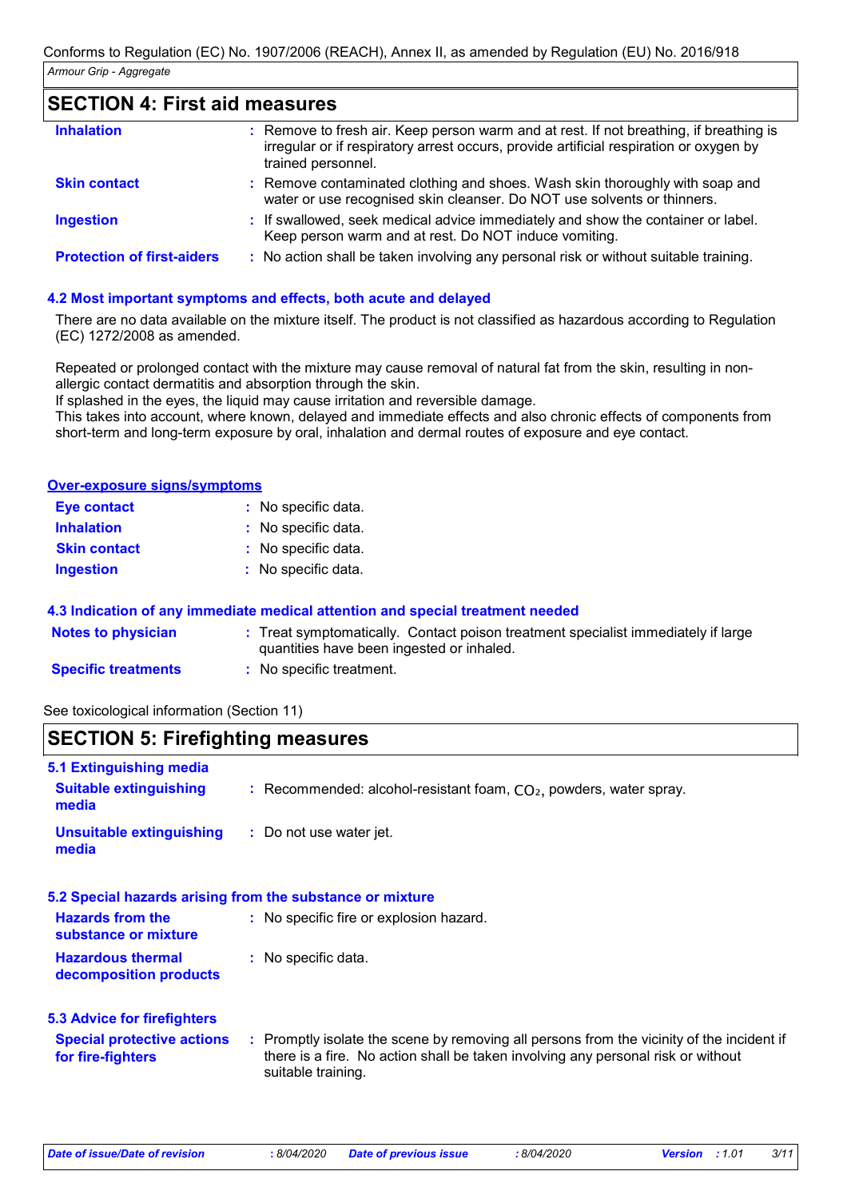## SECTION 4: First aid measures

| | |
|---|---|
| **Inhalation** | Remove to fresh air. Keep person warm and at rest. If not breathing, if breathing is irregular or if respiratory arrest occurs, provide artificial respiration or oxygen by trained personnel. |
| **Skin contact** | Remove contaminated clothing and shoes. Wash skin thoroughly with soap and water or use recognised skin cleanser. Do NOT use solvents or thinners. |
| **Ingestion** | If swallowed, seek medical advice immediately and show the container or label. Keep person warm and at rest. Do NOT induce vomiting. |
| **Protection of first-aiders** | No action shall be taken involving any personal risk or without suitable training. |

### 4.2 Most important symptoms and effects, both acute and delayed

There are no data available on the mixture itself. The product is not classified as hazardous according to Regulation (EC) 1272/2008 as amended.

Repeated or prolonged contact with the mixture may cause removal of natural fat from the skin, resulting in non-allergic contact dermatitis and absorption through the skin.
If splashed in the eyes, the liquid may cause irritation and reversible damage.
This takes into account, where known, delayed and immediate effects and also chronic effects of components from short-term and long-term exposure by oral, inhalation and dermal routes of exposure and eye contact.

#### Over-exposure signs/symptoms

| | |
|---|---|
| **Eye contact** | No specific data. |
| **Inhalation** | No specific data. |
| **Skin contact** | No specific data. |
| **Ingestion** | No specific data. |

### 4.3 Indication of any immediate medical attention and special treatment needed

| | |
|---|---|
| **Notes to physician** | Treat symptomatically. Contact poison treatment specialist immediately if large quantities have been ingested or inhaled. |
| **Specific treatments** | No specific treatment. |

See toxicological information (Section 11)

## SECTION 5: Firefighting measures

### 5.1 Extinguishing media

| | |
|---|---|
| **Suitable extinguishing media** | Recommended: alcohol-resistant foam, $CO_2$, powders, water spray. |
| **Unsuitable extinguishing media** | Do not use water jet. |

### 5.2 Special hazards arising from the substance or mixture

| | |
|---|---|
| **Hazards from the substance or mixture** | No specific fire or explosion hazard. |
| **Hazardous thermal decomposition products** | No specific data. |

### 5.3 Advice for firefighters

| | |
|---|---|
| **Special protective actions for fire-fighters** | Promptly isolate the scene by removing all persons from the vicinity of the incident if there is a fire. No action shall be taken involving any personal risk or without suitable training. |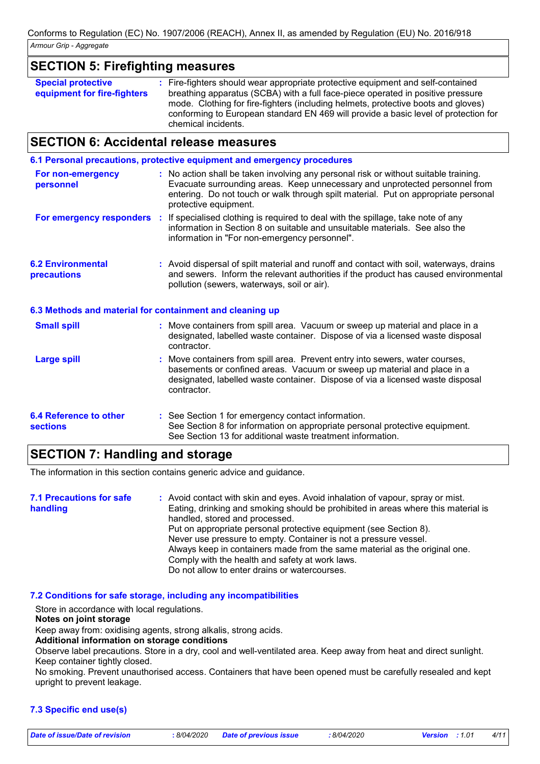## SECTION 5: Firefighting measures

**Special protective equipment for fire-fighters** : Fire-fighters should wear appropriate protective equipment and self-contained breathing apparatus (SCBA) with a full face-piece operated in positive pressure mode. Clothing for fire-fighters (including helmets, protective boots and gloves) conforming to European standard EN 469 will provide a basic level of protection for chemical incidents.

## SECTION 6: Accidental release measures

### 6.1 Personal precautions, protective equipment and emergency procedures

**For non-emergency personnel** : No action shall be taken involving any personal risk or without suitable training. Evacuate surrounding areas. Keep unnecessary and unprotected personnel from entering. Do not touch or walk through spilt material. Put on appropriate personal protective equipment.

**For emergency responders** : If specialised clothing is required to deal with the spillage, take note of any information in Section 8 on suitable and unsuitable materials. See also the information in "For non-emergency personnel".

**6.2 Environmental precautions** : Avoid dispersal of spilt material and runoff and contact with soil, waterways, drains and sewers. Inform the relevant authorities if the product has caused environmental pollution (sewers, waterways, soil or air).

### 6.3 Methods and material for containment and cleaning up

**Small spill** : Move containers from spill area. Vacuum or sweep up material and place in a designated, labelled waste container. Dispose of via a licensed waste disposal contractor.

**Large spill** : Move containers from spill area. Prevent entry into sewers, water courses, basements or confined areas. Vacuum or sweep up material and place in a designated, labelled waste container. Dispose of via a licensed waste disposal contractor.

**6.4 Reference to other sections** : See Section 1 for emergency contact information.
See Section 8 for information on appropriate personal protective equipment.
See Section 13 for additional waste treatment information.

## SECTION 7: Handling and storage

The information in this section contains generic advice and guidance.

**7.1 Precautions for safe handling** : Avoid contact with skin and eyes. Avoid inhalation of vapour, spray or mist.
Eating, drinking and smoking should be prohibited in areas where this material is handled, stored and processed.
Put on appropriate personal protective equipment (see Section 8).
Never use pressure to empty. Container is not a pressure vessel.
Always keep in containers made from the same material as the original one.
Comply with the health and safety at work laws.
Do not allow to enter drains or watercourses.

### 7.2 Conditions for safe storage, including any incompatibilities

Store in accordance with local regulations.

**Notes on joint storage**

Keep away from: oxidising agents, strong alkalis, strong acids.

**Additional information on storage conditions**

Observe label precautions. Store in a dry, cool and well-ventilated area. Keep away from heat and direct sunlight. Keep container tightly closed.

No smoking. Prevent unauthorised access. Containers that have been opened must be carefully resealed and kept upright to prevent leakage.

### 7.3 Specific end use(s)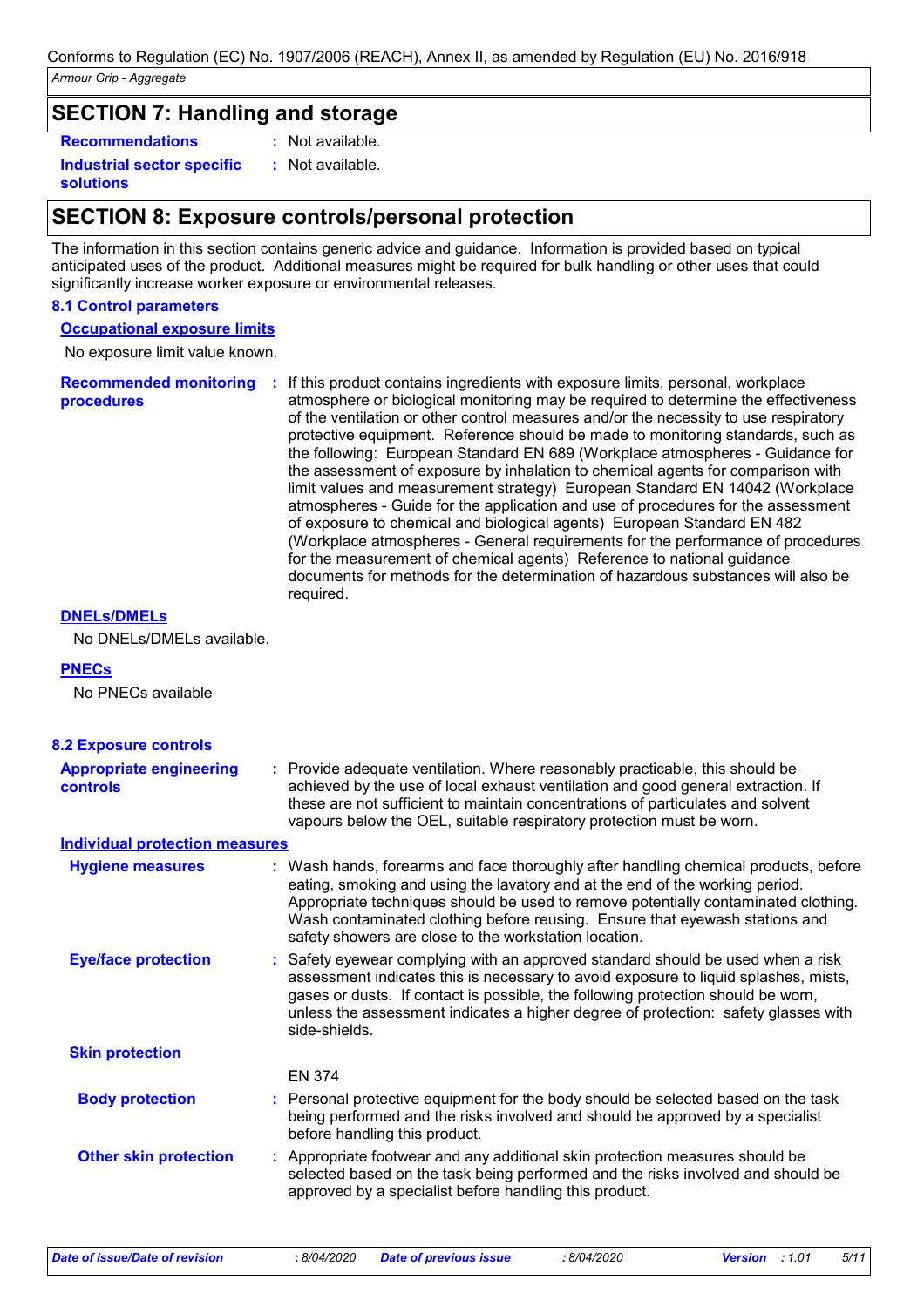## SECTION 7: Handling and storage

**Recommendations** : Not available.

**Industrial sector specific solutions** : Not available.

## SECTION 8: Exposure controls/personal protection

The information in this section contains generic advice and guidance. Information is provided based on typical anticipated uses of the product. Additional measures might be required for bulk handling or other uses that could significantly increase worker exposure or environmental releases.

### 8.1 Control parameters

**Occupational exposure limits**

No exposure limit value known.

**Recommended monitoring procedures** : If this product contains ingredients with exposure limits, personal, workplace atmosphere or biological monitoring may be required to determine the effectiveness of the ventilation or other control measures and/or the necessity to use respiratory protective equipment. Reference should be made to monitoring standards, such as the following: European Standard EN 689 (Workplace atmospheres - Guidance for the assessment of exposure by inhalation to chemical agents for comparison with limit values and measurement strategy) European Standard EN 14042 (Workplace atmospheres - Guide for the application and use of procedures for the assessment of exposure to chemical and biological agents) European Standard EN 482 (Workplace atmospheres - General requirements for the performance of procedures for the measurement of chemical agents) Reference to national guidance documents for methods for the determination of hazardous substances will also be required.

**DNELs/DMELs**

No DNELs/DMELs available.

**PNECs**

No PNECs available

### 8.2 Exposure controls

**Appropriate engineering controls** : Provide adequate ventilation. Where reasonably practicable, this should be achieved by the use of local exhaust ventilation and good general extraction. If these are not sufficient to maintain concentrations of particulates and solvent vapours below the OEL, suitable respiratory protection must be worn.

**Individual protection measures**

**Hygiene measures** : Wash hands, forearms and face thoroughly after handling chemical products, before eating, smoking and using the lavatory and at the end of the working period. Appropriate techniques should be used to remove potentially contaminated clothing. Wash contaminated clothing before reusing. Ensure that eyewash stations and safety showers are close to the workstation location.

**Eye/face protection** : Safety eyewear complying with an approved standard should be used when a risk assessment indicates this is necessary to avoid exposure to liquid splashes, mists, gases or dusts. If contact is possible, the following protection should be worn, unless the assessment indicates a higher degree of protection: safety glasses with side-shields.

**Skin protection**

EN 374

**Body protection** : Personal protective equipment for the body should be selected based on the task being performed and the risks involved and should be approved by a specialist before handling this product.

**Other skin protection** : Appropriate footwear and any additional skin protection measures should be selected based on the task being performed and the risks involved and should be approved by a specialist before handling this product.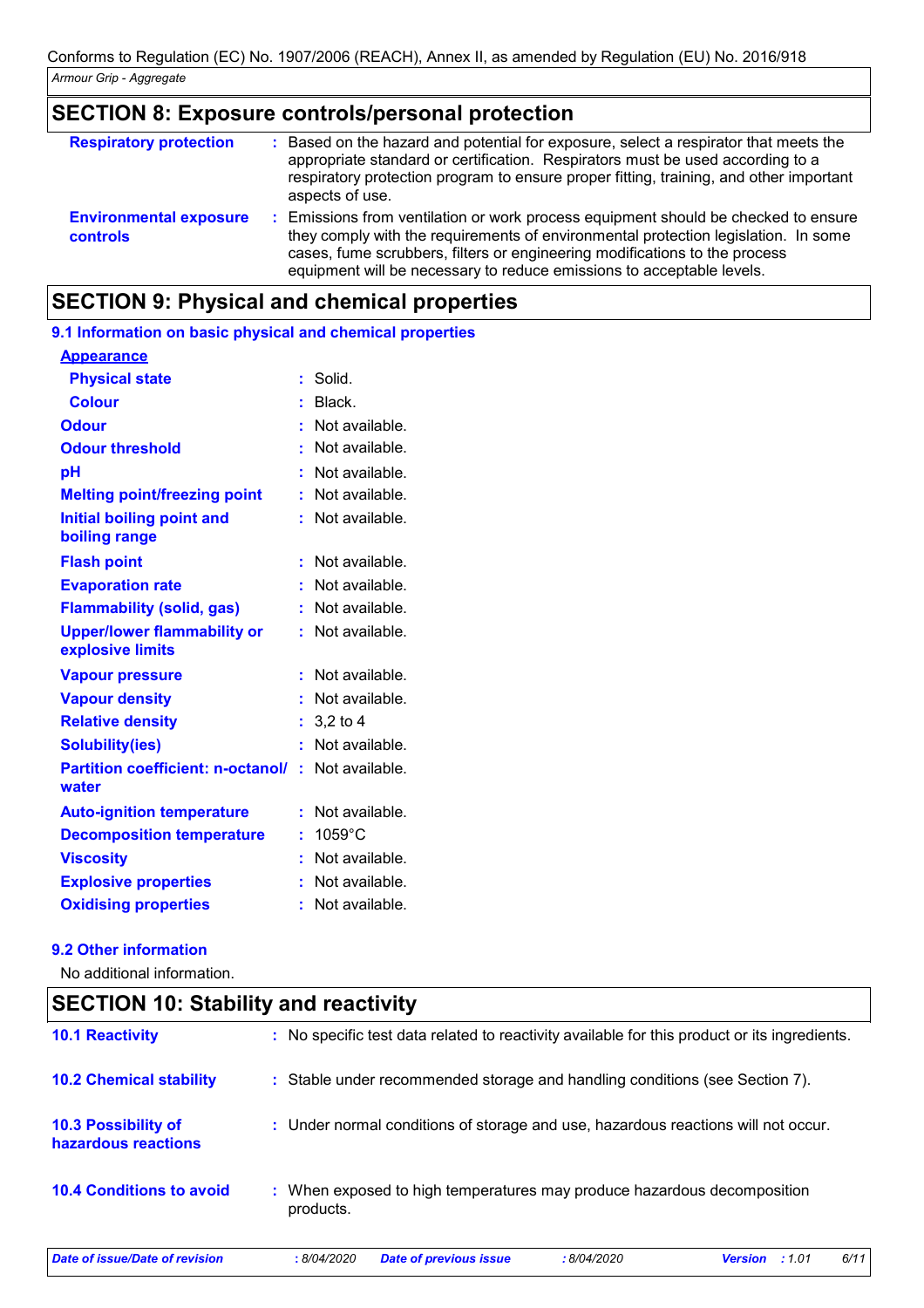## SECTION 8: Exposure controls/personal protection

| | |
|---|---|
| **Respiratory protection** | : Based on the hazard and potential for exposure, select a respirator that meets the appropriate standard or certification. Respirators must be used according to a respiratory protection program to ensure proper fitting, training, and other important aspects of use. |
| **Environmental exposure controls** | : Emissions from ventilation or work process equipment should be checked to ensure they comply with the requirements of environmental protection legislation. In some cases, fume scrubbers, filters or engineering modifications to the process equipment will be necessary to reduce emissions to acceptable levels. |

## SECTION 9: Physical and chemical properties

### 9.1 Information on basic physical and chemical properties

**Appearance**

| | |
|---|---|
| **Physical state** | : Solid. |
| **Colour** | : Black. |
| **Odour** | : Not available. |
| **Odour threshold** | : Not available. |
| **pH** | : Not available. |
| **Melting point/freezing point** | : Not available. |
| **Initial boiling point and boiling range** | : Not available. |
| **Flash point** | : Not available. |
| **Evaporation rate** | : Not available. |
| **Flammability (solid, gas)** | : Not available. |
| **Upper/lower flammability or explosive limits** | : Not available. |
| **Vapour pressure** | : Not available. |
| **Vapour density** | : Not available. |
| **Relative density** | : 3,2 to 4 |
| **Solubility(ies)** | : Not available. |
| **Partition coefficient: n-octanol/ water** | : Not available. |
| **Auto-ignition temperature** | : Not available. |
| **Decomposition temperature** | : 1059°C |
| **Viscosity** | : Not available. |
| **Explosive properties** | : Not available. |
| **Oxidising properties** | : Not available. |

### 9.2 Other information

No additional information.

## SECTION 10: Stability and reactivity

| | |
|---|---|
| **10.1 Reactivity** | : No specific test data related to reactivity available for this product or its ingredients. |
| **10.2 Chemical stability** | : Stable under recommended storage and handling conditions (see Section 7). |
| **10.3 Possibility of hazardous reactions** | : Under normal conditions of storage and use, hazardous reactions will not occur. |
| **10.4 Conditions to avoid** | : When exposed to high temperatures may produce hazardous decomposition products. |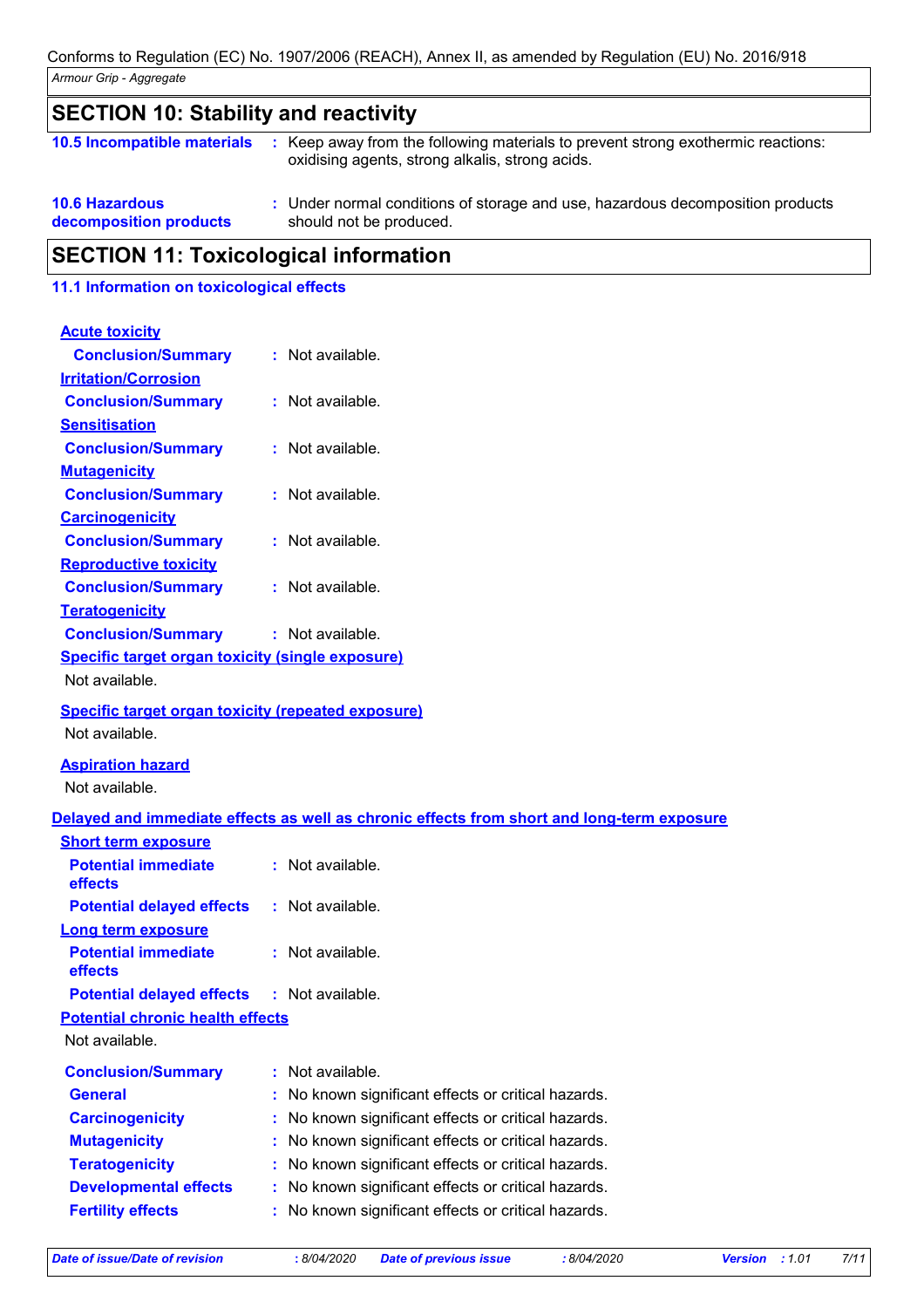## SECTION 10: Stability and reactivity

**10.5 Incompatible materials** : Keep away from the following materials to prevent strong exothermic reactions: oxidising agents, strong alkalis, strong acids.

**10.6 Hazardous decomposition products** : Under normal conditions of storage and use, hazardous decomposition products should not be produced.

## SECTION 11: Toxicological information

### 11.1 Information on toxicological effects

**Acute toxicity**

**Conclusion/Summary** : Not available.

**Irritation/Corrosion**

**Conclusion/Summary** : Not available.

**Sensitisation**

**Conclusion/Summary** : Not available.

**Mutagenicity**

**Conclusion/Summary** : Not available.

**Carcinogenicity**

**Conclusion/Summary** : Not available.

**Reproductive toxicity**

**Conclusion/Summary** : Not available.

**Teratogenicity**

**Conclusion/Summary** : Not available.

**Specific target organ toxicity (single exposure)**

Not available.

**Specific target organ toxicity (repeated exposure)**

Not available.

**Aspiration hazard**

Not available.

**Delayed and immediate effects as well as chronic effects from short and long-term exposure**

**Short term exposure**

**Potential immediate effects** : Not available.

**Potential delayed effects** : Not available.

**Long term exposure**

**Potential immediate effects** : Not available.

**Potential delayed effects** : Not available.

**Potential chronic health effects**

Not available.

**Conclusion/Summary** : Not available.

**General** : No known significant effects or critical hazards.

**Carcinogenicity** : No known significant effects or critical hazards.

**Mutagenicity** : No known significant effects or critical hazards.

**Teratogenicity** : No known significant effects or critical hazards.

**Developmental effects** : No known significant effects or critical hazards.

**Fertility effects** : No known significant effects or critical hazards.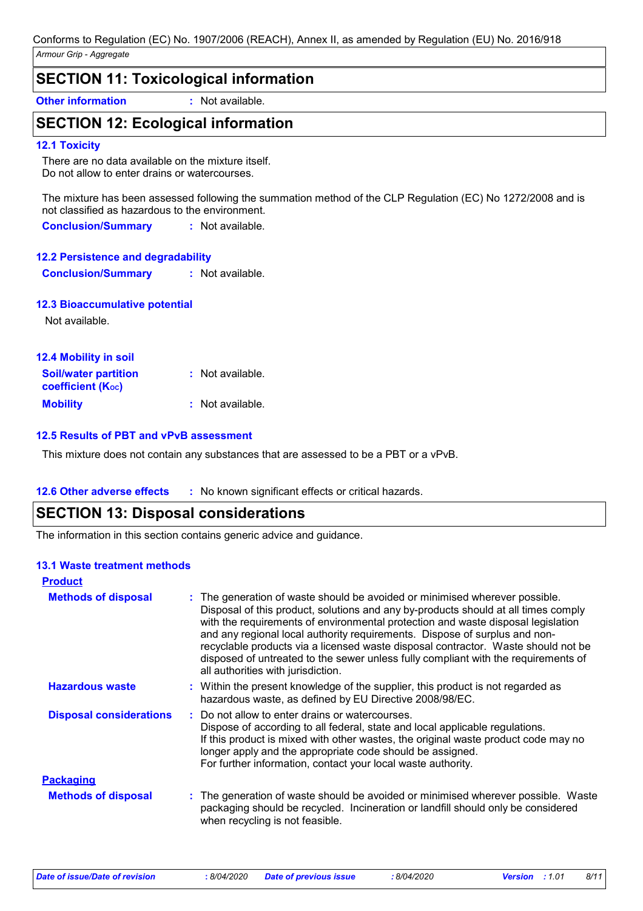## SECTION 11: Toxicological information

**Other information** : Not available.

## SECTION 12: Ecological information

### 12.1 Toxicity

There are no data available on the mixture itself.
Do not allow to enter drains or watercourses.

The mixture has been assessed following the summation method of the CLP Regulation (EC) No 1272/2008 and is not classified as hazardous to the environment.

**Conclusion/Summary** : Not available.

### 12.2 Persistence and degradability

**Conclusion/Summary** : Not available.

### 12.3 Bioaccumulative potential

Not available.

### 12.4 Mobility in soil

**Soil/water partition coefficient ($K_{OC}$)** : Not available.

**Mobility** : Not available.

### 12.5 Results of PBT and vPvB assessment

This mixture does not contain any substances that are assessed to be a PBT or a vPvB.

**12.6 Other adverse effects** : No known significant effects or critical hazards.

## SECTION 13: Disposal considerations

The information in this section contains generic advice and guidance.

### 13.1 Waste treatment methods

**Product**

**Methods of disposal** : The generation of waste should be avoided or minimised wherever possible. Disposal of this product, solutions and any by-products should at all times comply with the requirements of environmental protection and waste disposal legislation and any regional local authority requirements. Dispose of surplus and non-recyclable products via a licensed waste disposal contractor. Waste should not be disposed of untreated to the sewer unless fully compliant with the requirements of all authorities with jurisdiction.

**Hazardous waste** : Within the present knowledge of the supplier, this product is not regarded as hazardous waste, as defined by EU Directive 2008/98/EC.

**Disposal considerations** : Do not allow to enter drains or watercourses.
Dispose of according to all federal, state and local applicable regulations.
If this product is mixed with other wastes, the original waste product code may no longer apply and the appropriate code should be assigned.
For further information, contact your local waste authority.

**Packaging**

**Methods of disposal** : The generation of waste should be avoided or minimised wherever possible. Waste packaging should be recycled. Incineration or landfill should only be considered when recycling is not feasible.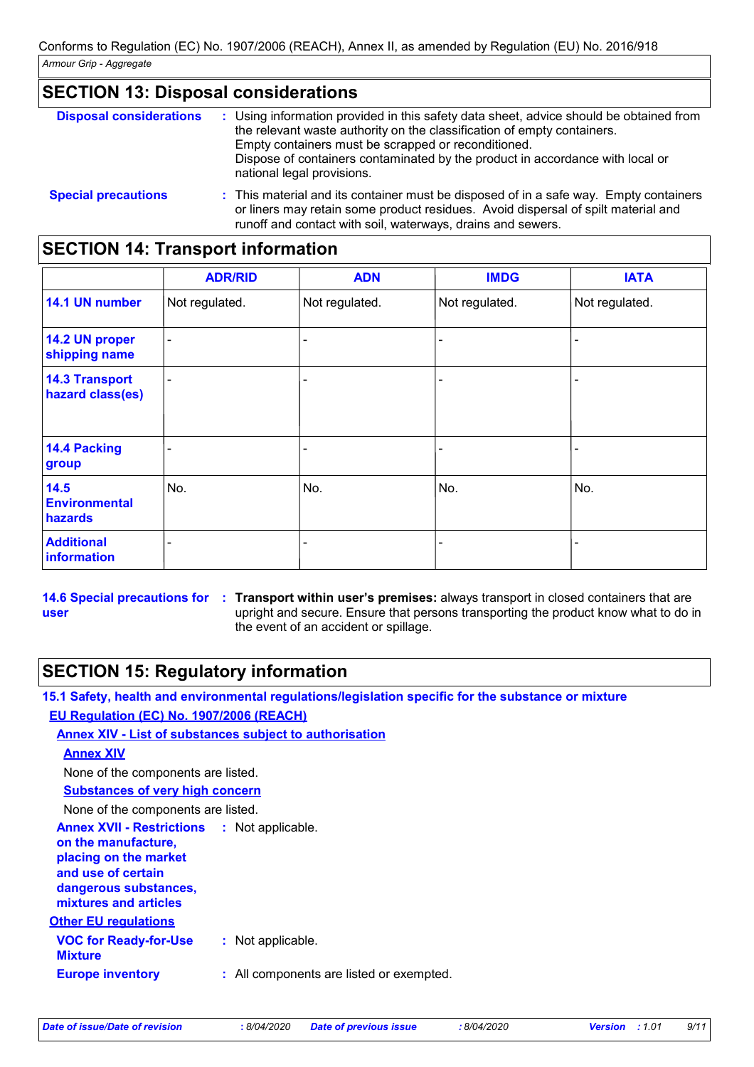## SECTION 13: Disposal considerations

**Disposal considerations** : Using information provided in this safety data sheet, advice should be obtained from the relevant waste authority on the classification of empty containers. Empty containers must be scrapped or reconditioned. Dispose of containers contaminated by the product in accordance with local or national legal provisions.

**Special precautions** : This material and its container must be disposed of in a safe way. Empty containers or liners may retain some product residues. Avoid dispersal of spilt material and runoff and contact with soil, waterways, drains and sewers.

## SECTION 14: Transport information

| | ADR/RID | ADN | IMDG | IATA |
|---|---|---|---|---|
| **14.1 UN number** | Not regulated. | Not regulated. | Not regulated. | Not regulated. |
| **14.2 UN proper shipping name** | - | - | - | - |
| **14.3 Transport hazard class(es)** | - | - | - | - |
| **14.4 Packing group** | - | - | - | - |
| **14.5 Environmental hazards** | No. | No. | No. | No. |
| **Additional information** | - | - | - | - |

**14.6 Special precautions for user** : **Transport within user's premises:** always transport in closed containers that are upright and secure. Ensure that persons transporting the product know what to do in the event of an accident or spillage.

## SECTION 15: Regulatory information

### 15.1 Safety, health and environmental regulations/legislation specific for the substance or mixture

**EU Regulation (EC) No. 1907/2006 (REACH)**

**Annex XIV - List of substances subject to authorisation**

**Annex XIV**

None of the components are listed.

**Substances of very high concern**

None of the components are listed.

**Annex XVII - Restrictions on the manufacture, placing on the market and use of certain dangerous substances, mixtures and articles** : Not applicable.

**Other EU regulations**

**VOC for Ready-for-Use Mixture** : Not applicable.

**Europe inventory** : All components are listed or exempted.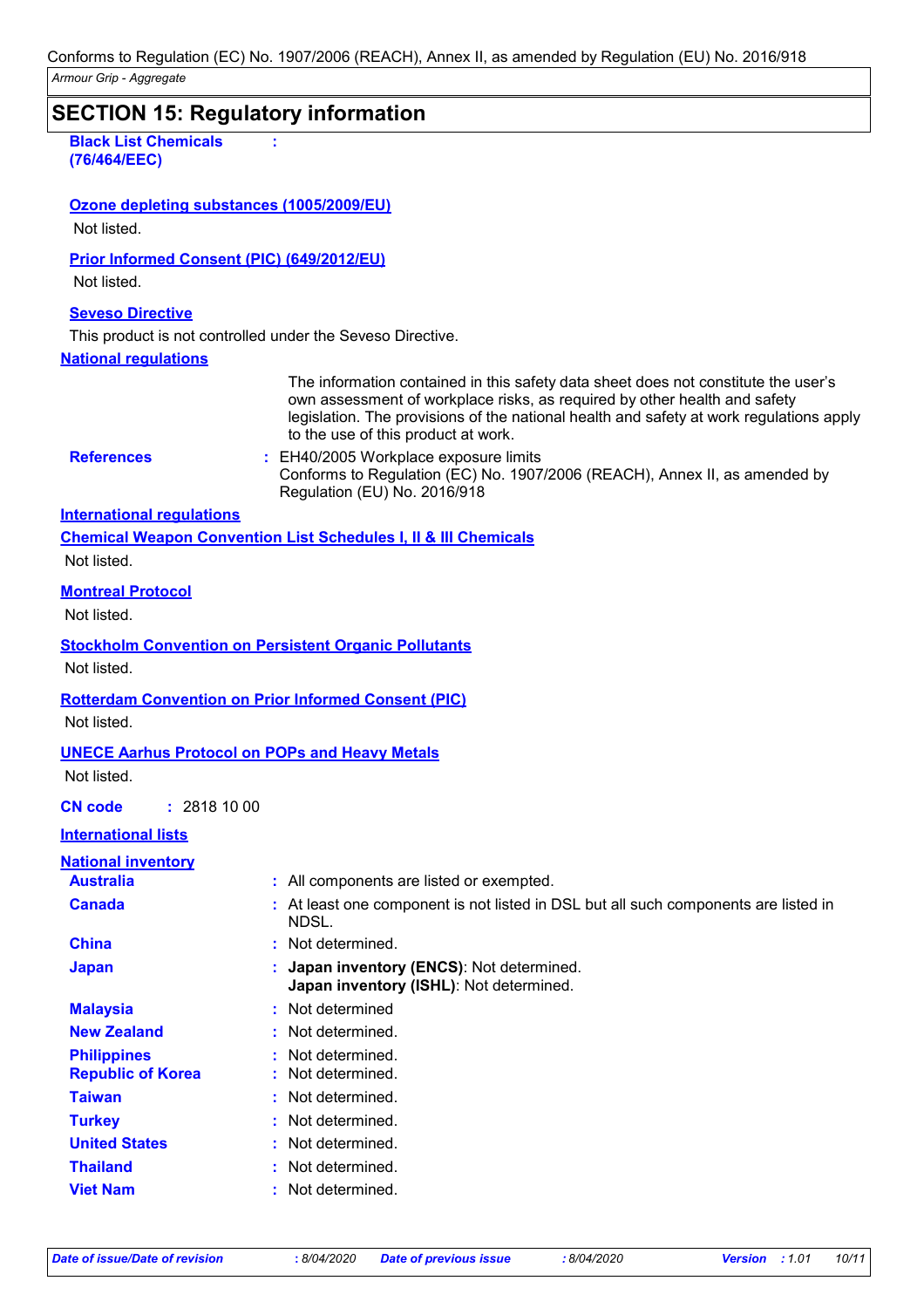## SECTION 15: Regulatory information

**Black List Chemicals (76/464/EEC)** :

**Ozone depleting substances (1005/2009/EU)**

Not listed.

**Prior Informed Consent (PIC) (649/2012/EU)**

Not listed.

**Seveso Directive**

This product is not controlled under the Seveso Directive.

**National regulations**

The information contained in this safety data sheet does not constitute the user's own assessment of workplace risks, as required by other health and safety legislation. The provisions of the national health and safety at work regulations apply to the use of this product at work.

**References** : EH40/2005 Workplace exposure limits
Conforms to Regulation (EC) No. 1907/2006 (REACH), Annex II, as amended by Regulation (EU) No. 2016/918

**International regulations**

**Chemical Weapon Convention List Schedules I, II & III Chemicals**

Not listed.

**Montreal Protocol**

Not listed.

**Stockholm Convention on Persistent Organic Pollutants**

Not listed.

**Rotterdam Convention on Prior Informed Consent (PIC)**

Not listed.

**UNECE Aarhus Protocol on POPs and Heavy Metals**

Not listed.

**CN code** : 2818 10 00

**International lists**

**National inventory**

| | |
|---|---|
| **Australia** | : All components are listed or exempted. |
| **Canada** | : At least one component is not listed in DSL but all such components are listed in NDSL. |
| **China** | : Not determined. |
| **Japan** | : **Japan inventory (ENCS)**: Not determined. **Japan inventory (ISHL)**: Not determined. |
| **Malaysia** | : Not determined |
| **New Zealand** | : Not determined. |
| **Philippines** | : Not determined. |
| **Republic of Korea** | : Not determined. |
| **Taiwan** | : Not determined. |
| **Turkey** | : Not determined. |
| **United States** | : Not determined. |
| **Thailand** | : Not determined. |
| **Viet Nam** | : Not determined. |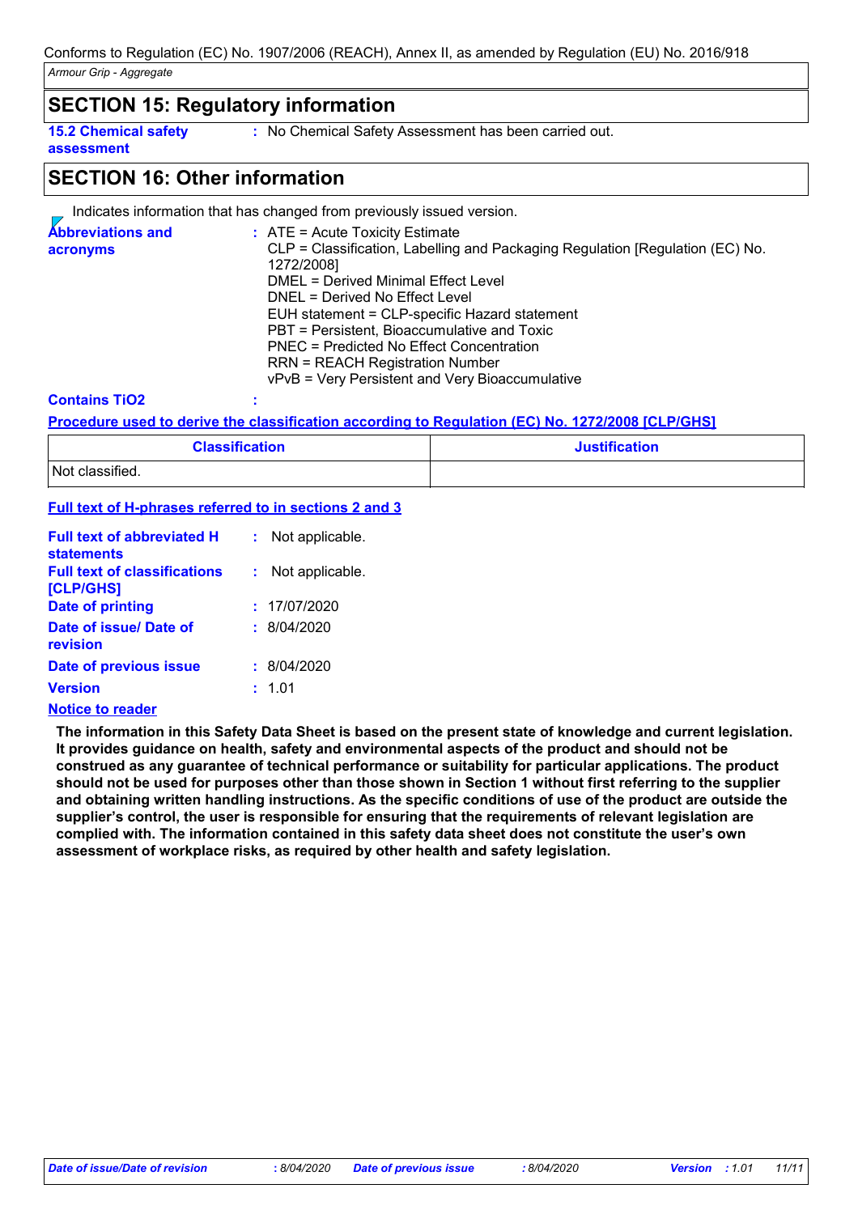Conforms to Regulation (EC) No. 1907/2006 (REACH), Annex II, as amended by Regulation (EU) No. 2016/918

*Armour Grip - Aggregate*

## SECTION 15: Regulatory information

**15.2 Chemical safety assessment** : No Chemical Safety Assessment has been carried out.

## SECTION 16: Other information

Indicates information that has changed from previously issued version.

**Abbreviations and acronyms** :
ATE = Acute Toxicity Estimate
CLP = Classification, Labelling and Packaging Regulation [Regulation (EC) No. 1272/2008]
DMEL = Derived Minimal Effect Level
DNEL = Derived No Effect Level
EUH statement = CLP-specific Hazard statement
PBT = Persistent, Bioaccumulative and Toxic
PNEC = Predicted No Effect Concentration
RRN = REACH Registration Number
vPvB = Very Persistent and Very Bioaccumulative

**Contains $TiO_2$** :

**Procedure used to derive the classification according to Regulation (EC) No. 1272/2008 [CLP/GHS]**

| Classification | Justification |
| --- | --- |
| Not classified. | |

**Full text of H-phrases referred to in sections 2 and 3**

**Full text of abbreviated H statements** : Not applicable.

**Full text of classifications [CLP/GHS]** : Not applicable.

**Date of printing** : 17/07/2020

**Date of issue/ Date of revision** : 8/04/2020

**Date of previous issue** : 8/04/2020

**Version** : 1.01

**Notice to reader**

**The information in this Safety Data Sheet is based on the present state of knowledge and current legislation. It provides guidance on health, safety and environmental aspects of the product and should not be construed as any guarantee of technical performance or suitability for particular applications. The product should not be used for purposes other than those shown in Section 1 without first referring to the supplier and obtaining written handling instructions. As the specific conditions of use of the product are outside the supplier's control, the user is responsible for ensuring that the requirements of relevant legislation are complied with. The information contained in this safety data sheet does not constitute the user's own assessment of workplace risks, as required by other health and safety legislation.**